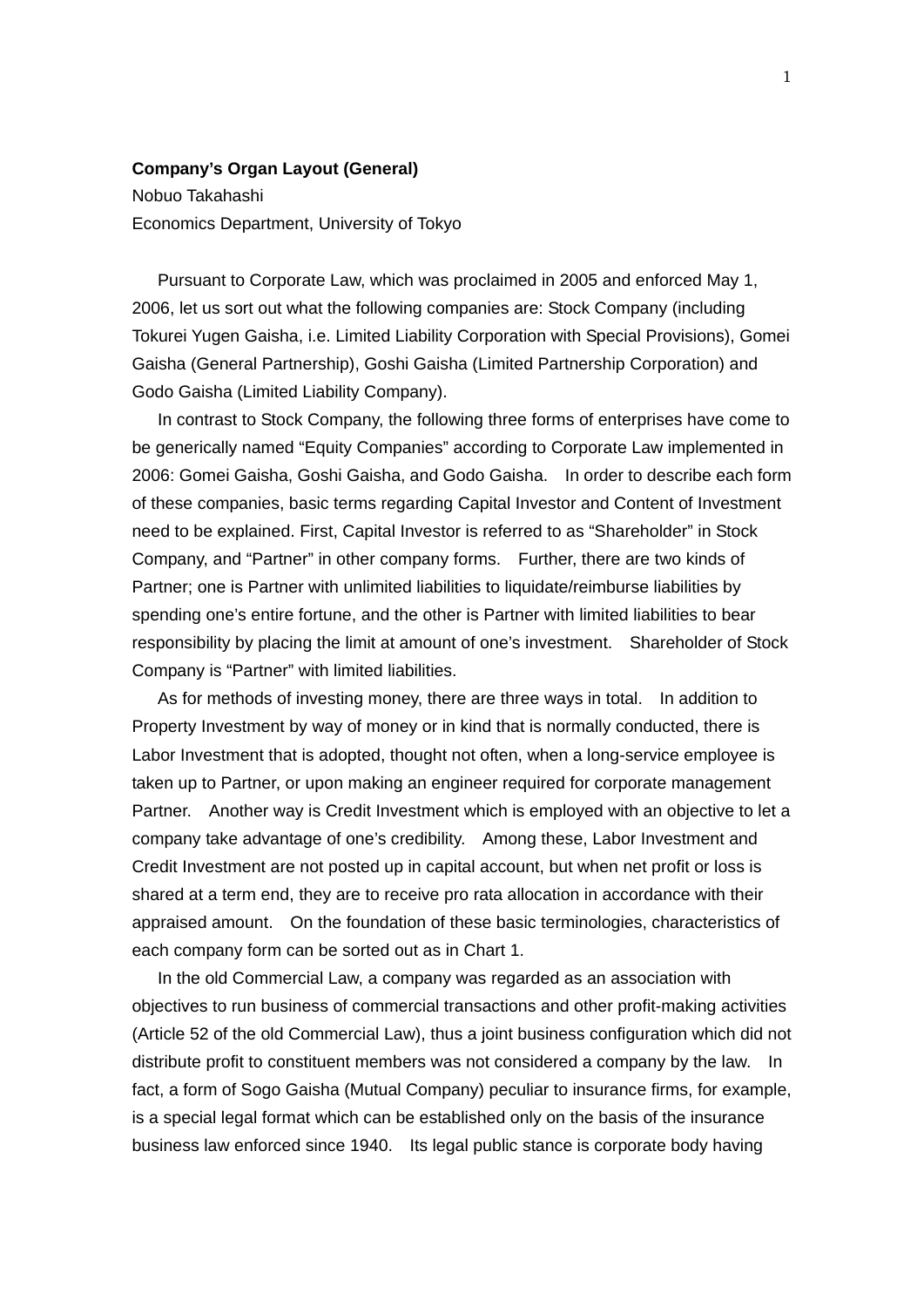**Company's Organ Layout (General)**

Nobuo Takahashi

Economics Department, University of Tokyo

Pursuant to Corporate Law, which was proclaimed in 2005 and enforced May 1, 2006, let us sort out what the following companies are: Stock Company (including Tokurei Yugen Gaisha, i.e. Limited Liability Corporation with Special Provisions), Gomei Gaisha (General Partnership), Goshi Gaisha (Limited Partnership Corporation) and Godo Gaisha (Limited Liability Company).

In contrast to Stock Company, the following three forms of enterprises have come to be generically named "Equity Companies" according to Corporate Law implemented in 2006: Gomei Gaisha, Goshi Gaisha, and Godo Gaisha. In order to describe each form of these companies, basic terms regarding Capital Investor and Content of Investment need to be explained. First, Capital Investor is referred to as "Shareholder" in Stock Company, and "Partner" in other company forms. Further, there are two kinds of Partner; one is Partner with unlimited liabilities to liquidate/reimburse liabilities by spending one's entire fortune, and the other is Partner with limited liabilities to bear responsibility by placing the limit at amount of one's investment. Shareholder of Stock Company is "Partner" with limited liabilities.

As for methods of investing money, there are three ways in total. In addition to Property Investment by way of money or in kind that is normally conducted, there is Labor Investment that is adopted, thought not often, when a long-service employee is taken up to Partner, or upon making an engineer required for corporate management Partner. Another way is Credit Investment which is employed with an objective to let a company take advantage of one's credibility. Among these, Labor Investment and Credit Investment are not posted up in capital account, but when net profit or loss is shared at a term end, they are to receive pro rata allocation in accordance with their appraised amount. On the foundation of these basic terminologies, characteristics of each company form can be sorted out as in Chart 1.

In the old Commercial Law, a company was regarded as an association with objectives to run business of commercial transactions and other profit-making activities (Article 52 of the old Commercial Law), thus a joint business configuration which did not distribute profit to constituent members was not considered a company by the law. In fact, a form of Sogo Gaisha (Mutual Company) peculiar to insurance firms, for example, is a special legal format which can be established only on the basis of the insurance business law enforced since 1940. Its legal public stance is corporate body having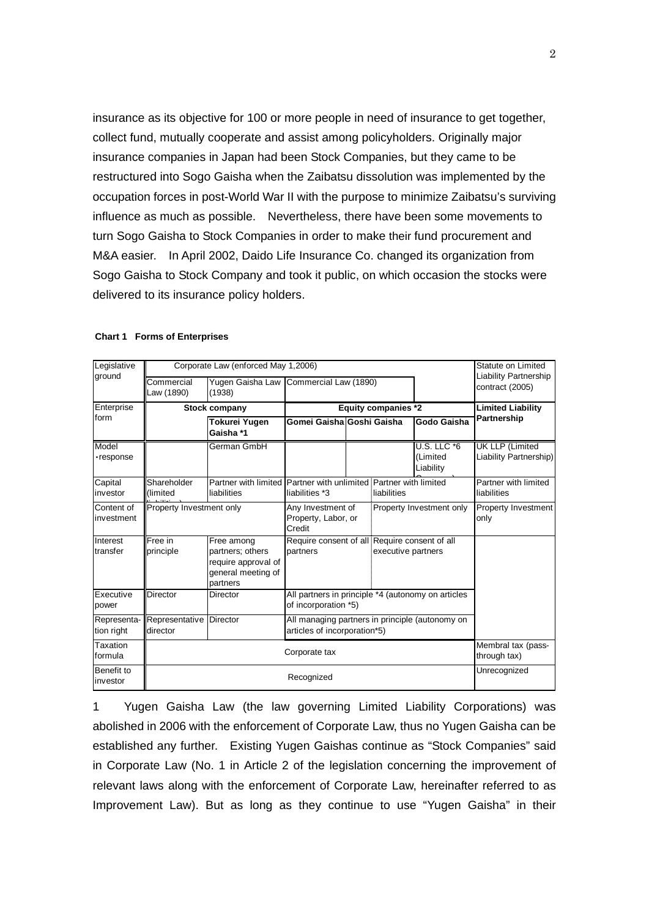insurance as its objective for 100 or more people in need of insurance to get together, collect fund, mutually cooperate and assist among policyholders. Originally major insurance companies in Japan had been Stock Companies, but they came to be restructured into Sogo Gaisha when the Zaibatsu dissolution was implemented by the occupation forces in post-World War II with the purpose to minimize Zaibatsu's surviving influence as much as possible. Nevertheless, there have been some movements to turn Sogo Gaisha to Stock Companies in order to make their fund procurement and M&A easier. In April 2002, Daido Life Insurance Co. changed its organization from Sogo Gaisha to Stock Company and took it public, on which occasion the stocks were delivered to its insurance policy holders.

**Chart 1 Forms of Enterprises**

| Legislative ground | Corporate Law (enforced May 1,2006) | | | | | Statute on Limited Liability Partnership contract (2005) |
|---|---|---|---|---|---|---|
| | Commercial Law (1890) | Yugen Gaisha Law (1938) | Commercial Law (1890) | | | |
| Enterprise form | **Stock company** | | **Equity companies \*2** | | | **Limited Liability Partnership** |
| | | **Tokurei Yugen Gaisha \*1** | **Gomei Gaisha** | **Goshi Gaisha** | **Godo Gaisha** | |
| Model ･response | | German GmbH | | | U.S. LLC \*6 (Limited Liability Company) | UK LLP (Limited Liability Partnership) |
| Capital investor | Shareholder (limited liabilities) | Partner with limited liabilities | Partner with unlimited liabilities \*3 | Partner with limited liabilities | | Partner with limited liabilities |
| Content of investment | Property Investment only | | Any Investment of Property, Labor, or Credit | Property Investment only | | Property Investment only |
| Interest transfer | Free in principle | Free among partners; others require approval of general meeting of partners | Require consent of all partners | Require consent of all executive partners | | |
| Executive power | Director | Director | All partners in principle \*4 (autonomy on articles of incorporation \*5) | | | |
| Representa-tion right | Representative director | Director | All managing partners in principle (autonomy on articles of incorporation\*5) | | | |
| Taxation formula | Corporate tax | | | | | Membral tax (pass-through tax) |
| Benefit to investor | Recognized | | | | | Unrecognized |

1 Yugen Gaisha Law (the law governing Limited Liability Corporations) was abolished in 2006 with the enforcement of Corporate Law, thus no Yugen Gaisha can be established any further. Existing Yugen Gaishas continue as "Stock Companies" said in Corporate Law (No. 1 in Article 2 of the legislation concerning the improvement of relevant laws along with the enforcement of Corporate Law, hereinafter referred to as Improvement Law). But as long as they continue to use "Yugen Gaisha" in their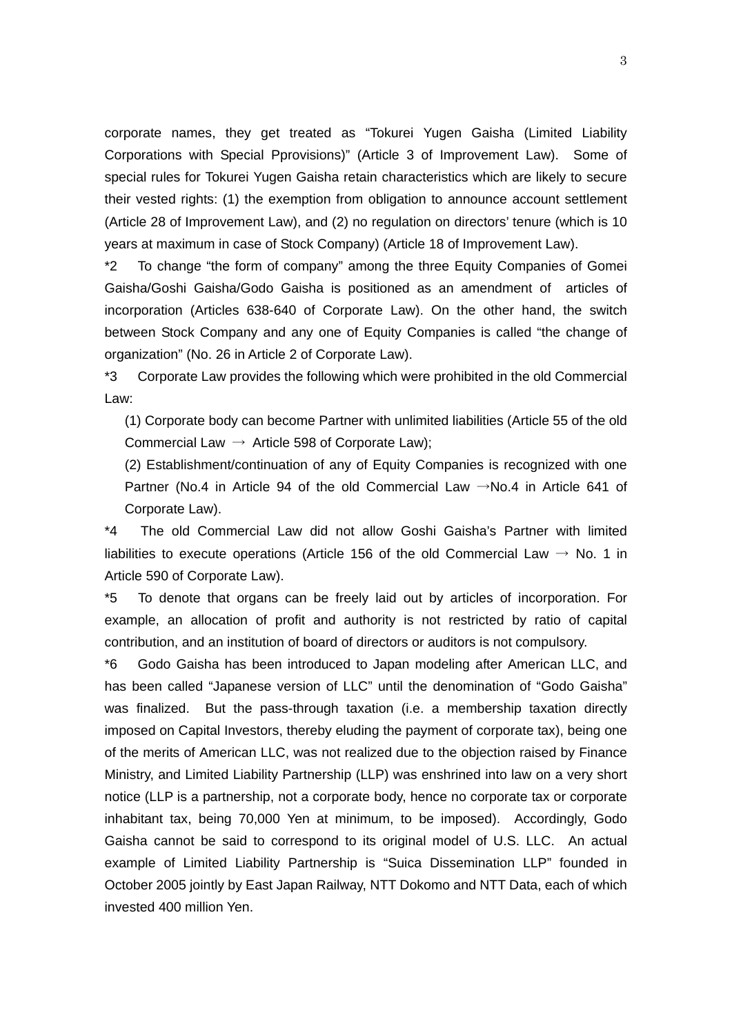corporate names, they get treated as “Tokurei Yugen Gaisha (Limited Liability Corporations with Special Pprovisions)” (Article 3 of Improvement Law). Some of special rules for Tokurei Yugen Gaisha retain characteristics which are likely to secure their vested rights: (1) the exemption from obligation to announce account settlement (Article 28 of Improvement Law), and (2) no regulation on directors’ tenure (which is 10 years at maximum in case of Stock Company) (Article 18 of Improvement Law).

*2 To change “the form of company” among the three Equity Companies of Gomei Gaisha/Goshi Gaisha/Godo Gaisha is positioned as an amendment of articles of incorporation (Articles 638-640 of Corporate Law). On the other hand, the switch between Stock Company and any one of Equity Companies is called “the change of organization” (No. 26 in Article 2 of Corporate Law).

*3 Corporate Law provides the following which were prohibited in the old Commercial Law:

(1) Corporate body can become Partner with unlimited liabilities (Article 55 of the old Commercial Law → Article 598 of Corporate Law);

(2) Establishment/continuation of any of Equity Companies is recognized with one Partner (No.4 in Article 94 of the old Commercial Law →No.4 in Article 641 of Corporate Law).

*4 The old Commercial Law did not allow Goshi Gaisha’s Partner with limited liabilities to execute operations (Article 156 of the old Commercial Law → No. 1 in Article 590 of Corporate Law).

*5 To denote that organs can be freely laid out by articles of incorporation. For example, an allocation of profit and authority is not restricted by ratio of capital contribution, and an institution of board of directors or auditors is not compulsory.

*6 Godo Gaisha has been introduced to Japan modeling after American LLC, and has been called “Japanese version of LLC” until the denomination of “Godo Gaisha” was finalized. But the pass-through taxation (i.e. a membership taxation directly imposed on Capital Investors, thereby eluding the payment of corporate tax), being one of the merits of American LLC, was not realized due to the objection raised by Finance Ministry, and Limited Liability Partnership (LLP) was enshrined into law on a very short notice (LLP is a partnership, not a corporate body, hence no corporate tax or corporate inhabitant tax, being 70,000 Yen at minimum, to be imposed). Accordingly, Godo Gaisha cannot be said to correspond to its original model of U.S. LLC. An actual example of Limited Liability Partnership is “Suica Dissemination LLP” founded in October 2005 jointly by East Japan Railway, NTT Dokomo and NTT Data, each of which invested 400 million Yen.